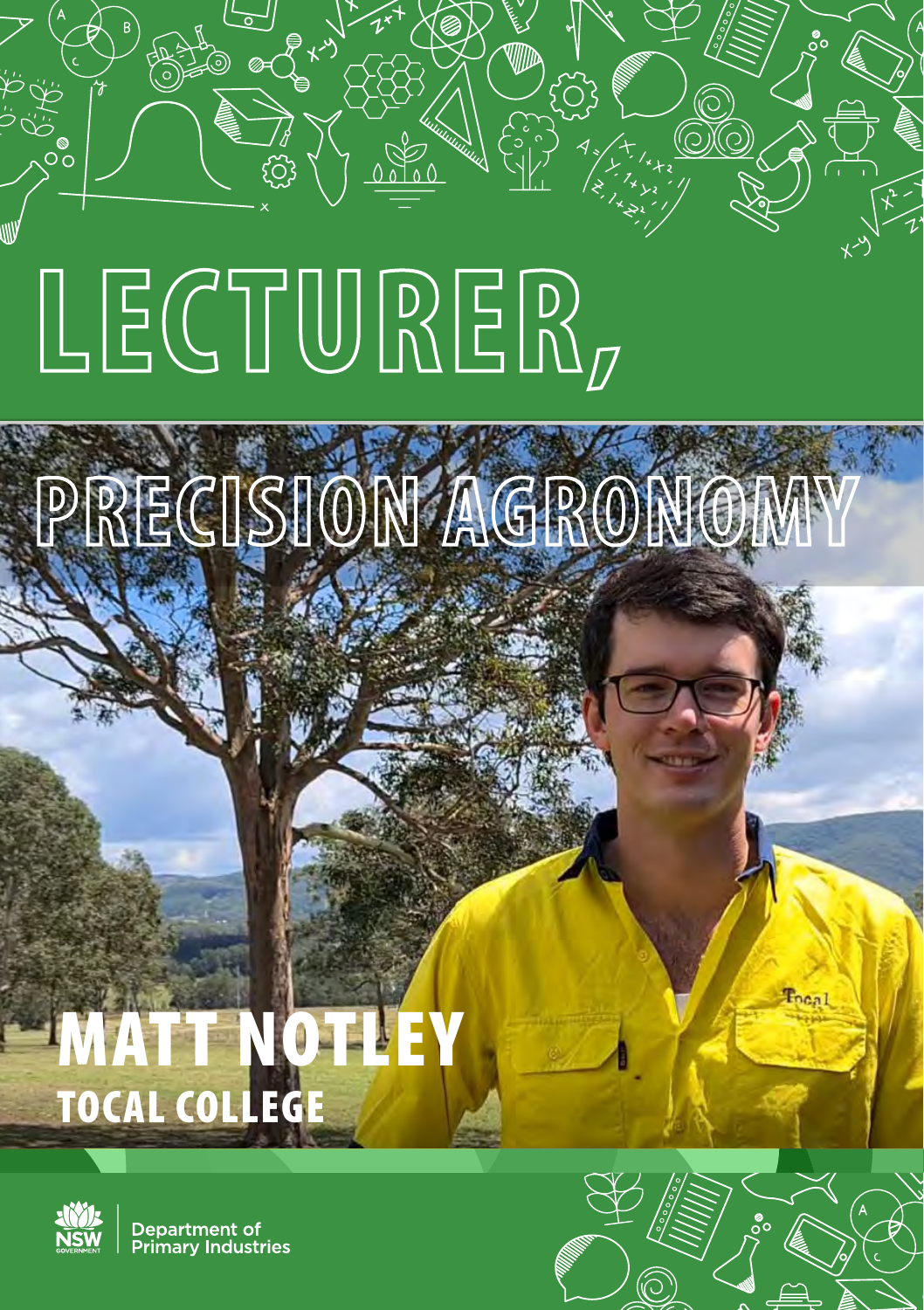# LECTURER, PRECISION AGRONOMY

## MATT NOTLEY

### TOCAL COLLEGE

Department of Primary Industries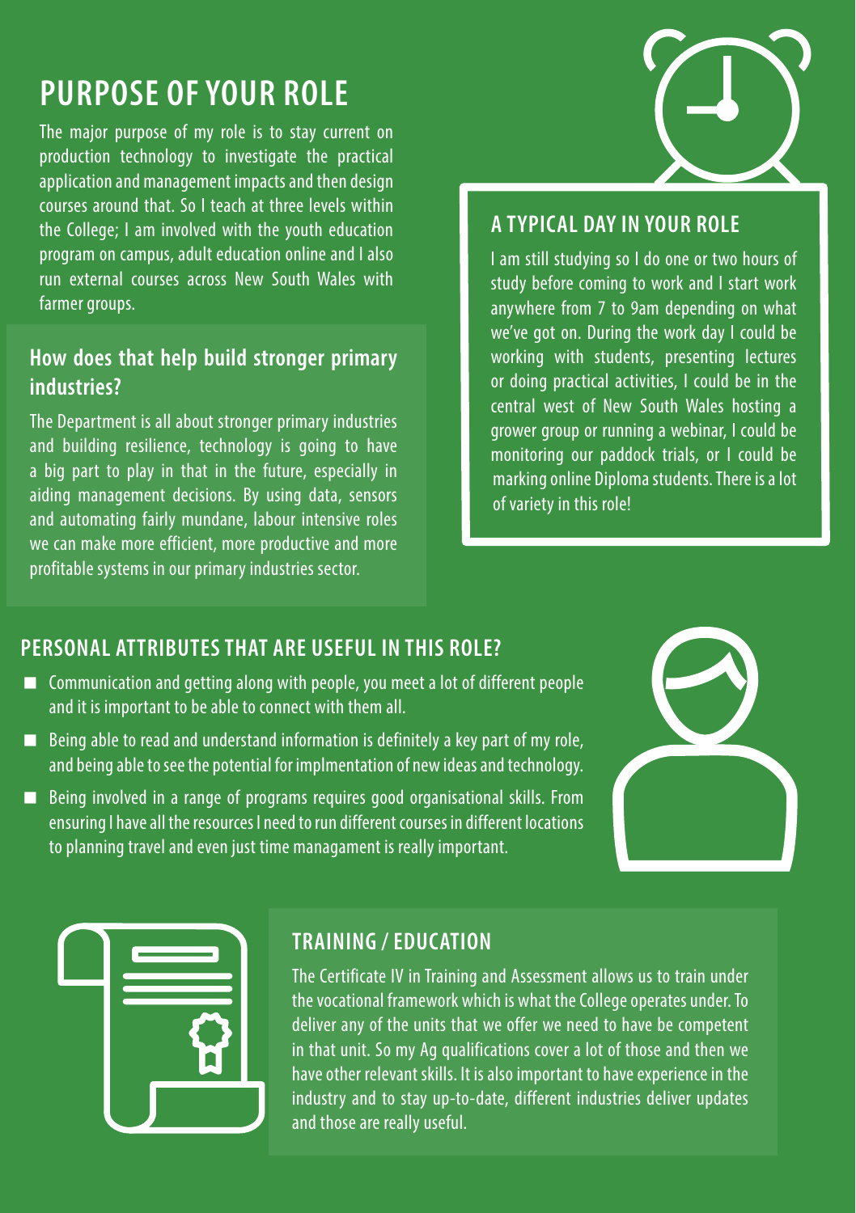## PURPOSE OF YOUR ROLE

The major purpose of my role is to stay current on production technology to investigate the practical application and management impacts and then design courses around that. So I teach at three levels within the College; I am involved with the youth education program on campus, adult education online and I also run external courses across New South Wales with farmer groups.

### How does that help build stronger primary industries?

The Department is all about stronger primary industries and building resilience, technology is going to have a big part to play in that in the future, especially in aiding management decisions. By using data, sensors and automating fairly mundane, labour intensive roles we can make more efficient, more productive and more profitable systems in our primary industries sector.

### A TYPICAL DAY IN YOUR ROLE

I am still studying so I do one or two hours of study before coming to work and I start work anywhere from 7 to 9am depending on what we've got on. During the work day I could be working with students, presenting lectures or doing practical activities, I could be in the central west of New South Wales hosting a grower group or running a webinar, I could be monitoring our paddock trials, or I could be marking online Diploma students. There is a lot of variety in this role!

## PERSONAL ATTRIBUTES THAT ARE USEFUL IN THIS ROLE?

- Communication and getting along with people, you meet a lot of different people and it is important to be able to connect with them all.
- Being able to read and understand information is definitely a key part of my role, and being able to see the potential for implmentation of new ideas and technology.
- Being involved in a range of programs requires good organisational skills. From ensuring I have all the resources I need to run different courses in different locations to planning travel and even just time managament is really important.

## TRAINING / EDUCATION

The Certificate IV in Training and Assessment allows us to train under the vocational framework which is what the College operates under. To deliver any of the units that we offer we need to have be competent in that unit. So my Ag qualifications cover a lot of those and then we have other relevant skills. It is also important to have experience in the industry and to stay up-to-date, different industries deliver updates and those are really useful.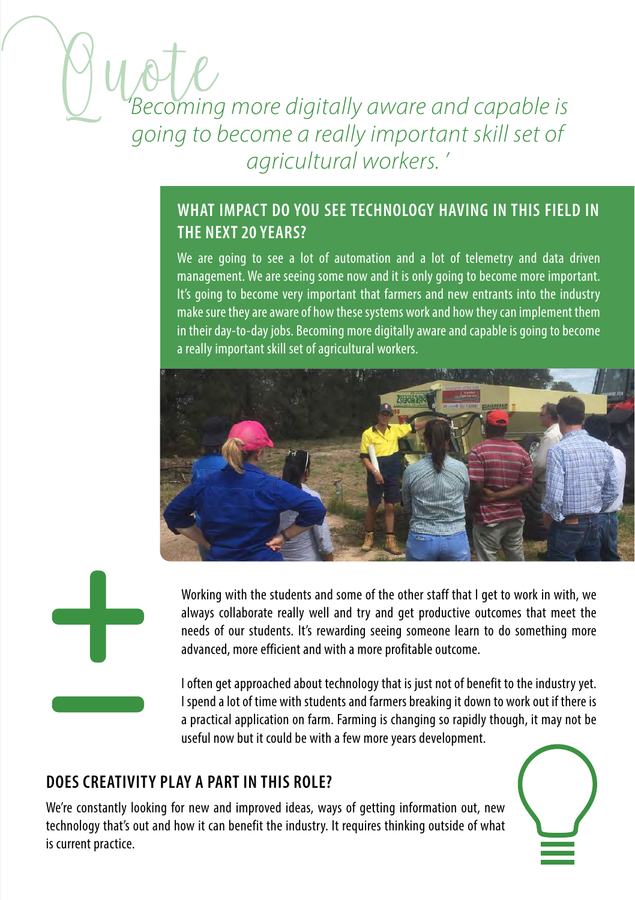*'Becoming more digitally aware and capable is going to become a really important skill set of agricultural workers. '*

## WHAT IMPACT DO YOU SEE TECHNOLOGY HAVING IN THIS FIELD IN THE NEXT 20 YEARS?

We are going to see a lot of automation and a lot of telemetry and data driven management. We are seeing some now and it is only going to become more important. It's going to become very important that farmers and new entrants into the industry make sure they are aware of how these systems work and how they can implement them in their day-to-day jobs. Becoming more digitally aware and capable is going to become a really important skill set of agricultural workers.

Working with the students and some of the other staff that I get to work in with, we always collaborate really well and try and get productive outcomes that meet the needs of our students. It's rewarding seeing someone learn to do something more advanced, more efficient and with a more profitable outcome.

I often get approached about technology that is just not of benefit to the industry yet. I spend a lot of time with students and farmers breaking it down to work out if there is a practical application on farm. Farming is changing so rapidly though, it may not be useful now but it could be with a few more years development.

## DOES CREATIVITY PLAY A PART IN THIS ROLE?

We're constantly looking for new and improved ideas, ways of getting information out, new technology that's out and how it can benefit the industry. It requires thinking outside of what is current practice.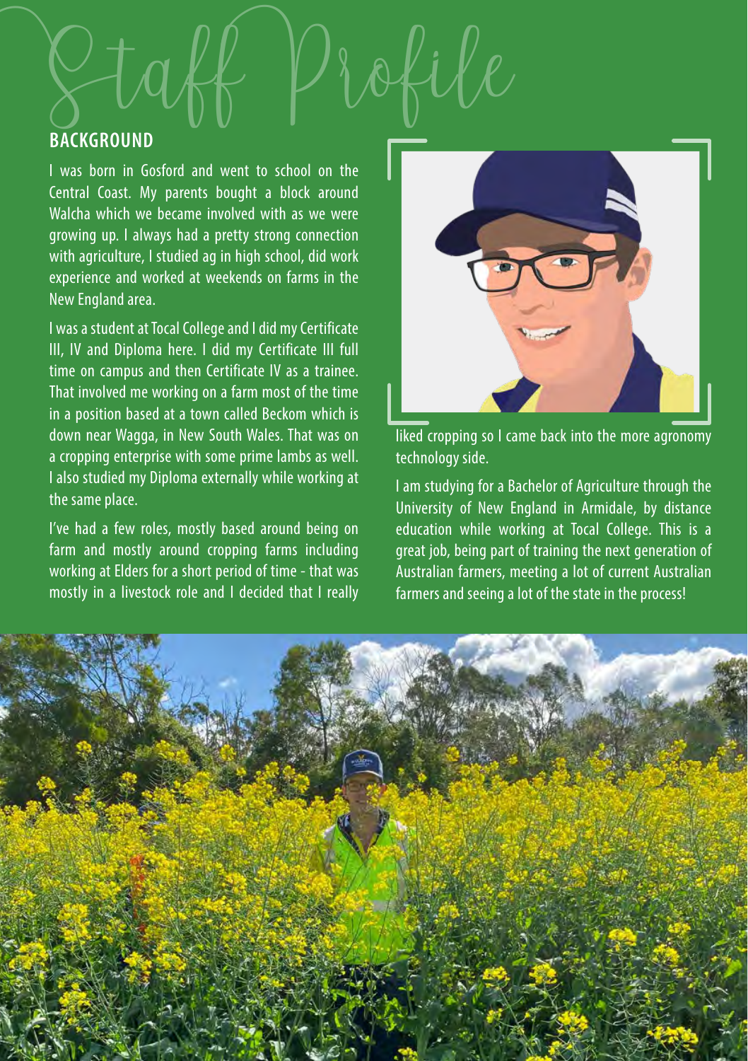# Staff Profile

## BACKGROUND

I was born in Gosford and went to school on the Central Coast. My parents bought a block around Walcha which we became involved with as we were growing up. I always had a pretty strong connection with agriculture, I studied ag in high school, did work experience and worked at weekends on farms in the New England area.

I was a student at Tocal College and I did my Certificate III, IV and Diploma here. I did my Certificate III full time on campus and then Certificate IV as a trainee. That involved me working on a farm most of the time in a position based at a town called Beckom which is down near Wagga, in New South Wales. That was on a cropping enterprise with some prime lambs as well. I also studied my Diploma externally while working at the same place.

I've had a few roles, mostly based around being on farm and mostly around cropping farms including working at Elders for a short period of time - that was mostly in a livestock role and I decided that I really liked cropping so I came back into the more agronomy technology side.

I am studying for a Bachelor of Agriculture through the University of New England in Armidale, by distance education while working at Tocal College. This is a great job, being part of training the next generation of Australian farmers, meeting a lot of current Australian farmers and seeing a lot of the state in the process!